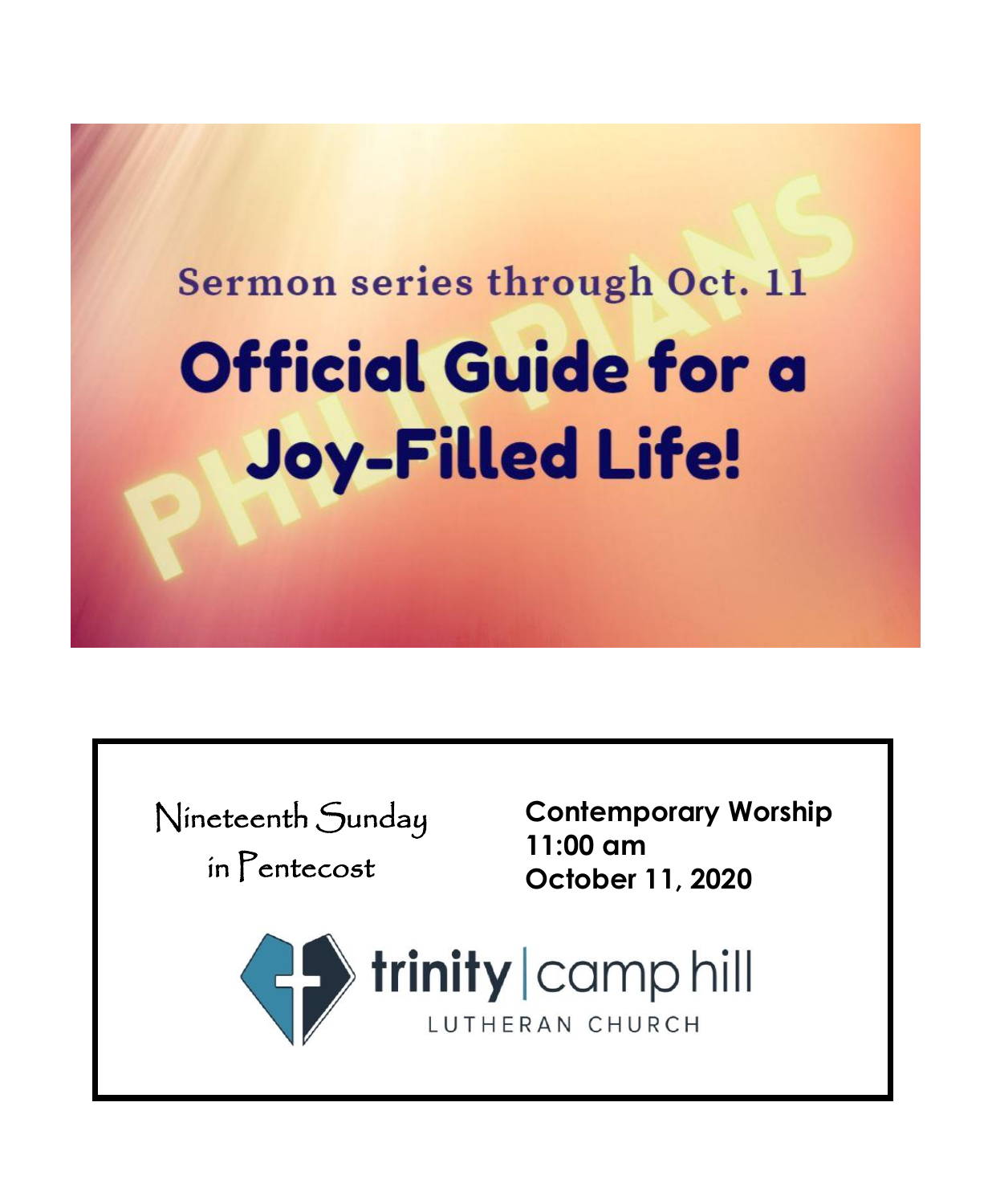Sermon series through Oct. 11

# Official Guide for a Joy-Filled Life!

PHILIPPIANS

Nineteenth Sunday in Pentecost

**Contemporary Worship**
**11:00 am**
**October 11, 2020**

trinity | camp hill
LUTHERAN CHURCH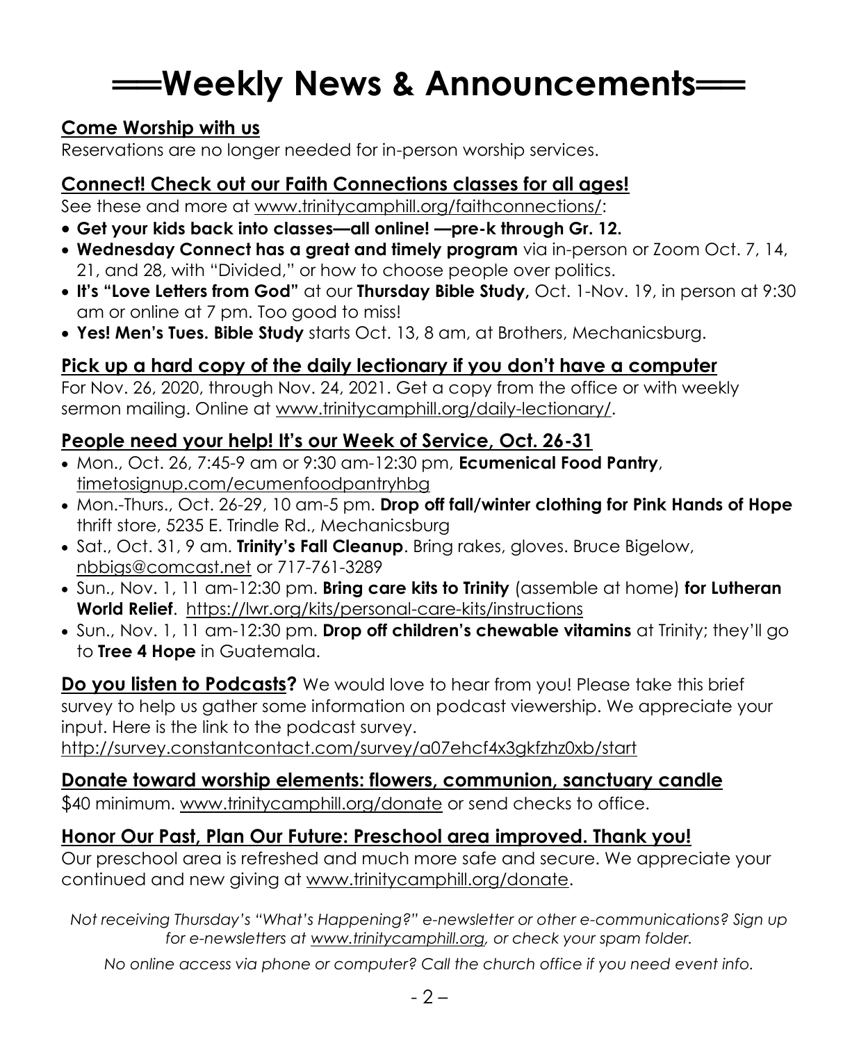# ══Weekly News & Announcements══

## Come Worship with us

Reservations are no longer needed for in-person worship services.

## Connect! Check out our Faith Connections classes for all ages!

See these and more at www.trinitycamphill.org/faithconnections/:

- **Get your kids back into classes—all online! —pre-k through Gr. 12.**
- **Wednesday Connect has a great and timely program** via in-person or Zoom Oct. 7, 14, 21, and 28, with "Divided," or how to choose people over politics.
- **It's "Love Letters from God"** at our **Thursday Bible Study,** Oct. 1-Nov. 19, in person at 9:30 am or online at 7 pm. Too good to miss!
- **Yes! Men's Tues. Bible Study** starts Oct. 13, 8 am, at Brothers, Mechanicsburg.

## Pick up a hard copy of the daily lectionary if you don't have a computer

For Nov. 26, 2020, through Nov. 24, 2021. Get a copy from the office or with weekly sermon mailing. Online at www.trinitycamphill.org/daily-lectionary/.

## People need your help! It's our Week of Service, Oct. 26-31

- Mon., Oct. 26, 7:45-9 am or 9:30 am-12:30 pm, **Ecumenical Food Pantry**, timetosignup.com/ecumenfoodpantryhbg
- Mon.-Thurs., Oct. 26-29, 10 am-5 pm. **Drop off fall/winter clothing for Pink Hands of Hope** thrift store, 5235 E. Trindle Rd., Mechanicsburg
- Sat., Oct. 31, 9 am. **Trinity's Fall Cleanup**. Bring rakes, gloves. Bruce Bigelow, nbbigs@comcast.net or 717-761-3289
- Sun., Nov. 1, 11 am-12:30 pm. **Bring care kits to Trinity** (assemble at home) **for Lutheran World Relief**. https://lwr.org/kits/personal-care-kits/instructions
- Sun., Nov. 1, 11 am-12:30 pm. **Drop off children's chewable vitamins** at Trinity; they'll go to **Tree 4 Hope** in Guatemala.

**Do you listen to Podcasts?** We would love to hear from you! Please take this brief survey to help us gather some information on podcast viewership. We appreciate your input. Here is the link to the podcast survey. http://survey.constantcontact.com/survey/a07ehcf4x3gkfzhz0xb/start

## Donate toward worship elements: flowers, communion, sanctuary candle

$40 minimum. www.trinitycamphill.org/donate or send checks to office.

## Honor Our Past, Plan Our Future: Preschool area improved. Thank you!

Our preschool area is refreshed and much more safe and secure. We appreciate your continued and new giving at www.trinitycamphill.org/donate.

*Not receiving Thursday's "What's Happening?" e-newsletter or other e-communications? Sign up for e-newsletters at www.trinitycamphill.org, or check your spam folder.*

*No online access via phone or computer? Call the church office if you need event info.*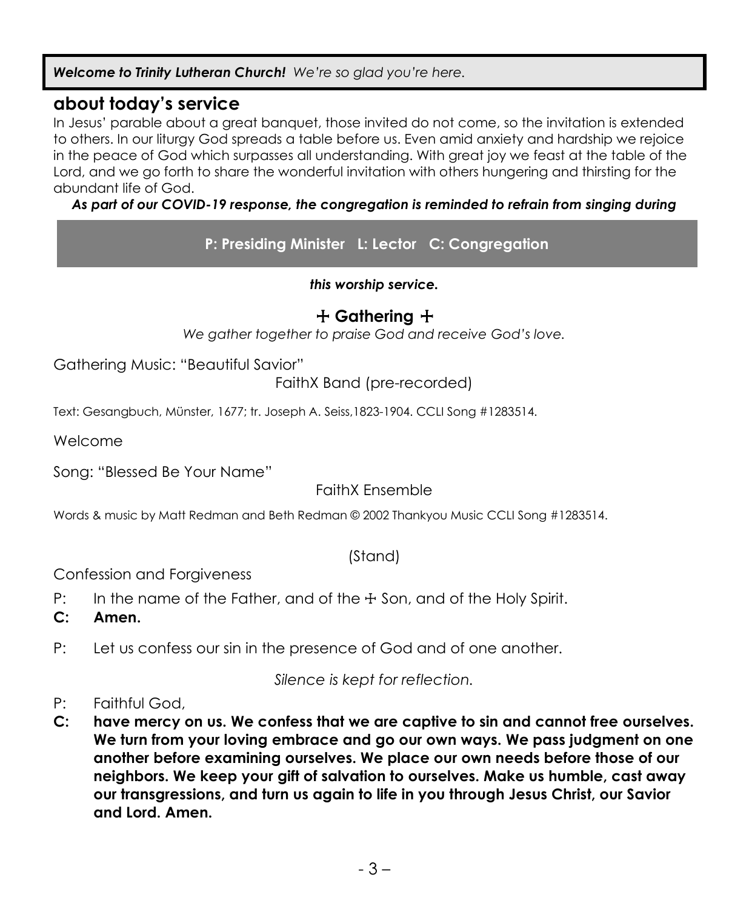***Welcome to Trinity Lutheran Church!*** *We're so glad you're here.*

## about today's service

In Jesus' parable about a great banquet, those invited do not come, so the invitation is extended to others. In our liturgy God spreads a table before us. Even amid anxiety and hardship we rejoice in the peace of God which surpasses all understanding. With great joy we feast at the table of the Lord, and we go forth to share the wonderful invitation with others hungering and thirsting for the abundant life of God.

***As part of our COVID-19 response, the congregation is reminded to refrain from singing during this worship service.***

**P: Presiding Minister L: Lector C: Congregation**

## ☩ Gathering ☩

*We gather together to praise God and receive God's love.*

Gathering Music: "Beautiful Savior"

FaithX Band (pre-recorded)

Text: Gesangbuch, Münster, 1677; tr. Joseph A. Seiss,1823-1904. CCLI Song #1283514.

Welcome

Song: "Blessed Be Your Name"

FaithX Ensemble

Words & music by Matt Redman and Beth Redman © 2002 Thankyou Music CCLI Song #1283514.

(Stand)

Confession and Forgiveness

P: In the name of the Father, and of the ☩ Son, and of the Holy Spirit.

**C: Amen.**

P: Let us confess our sin in the presence of God and of one another.

*Silence is kept for reflection.*

P: Faithful God,

**C: have mercy on us. We confess that we are captive to sin and cannot free ourselves. We turn from your loving embrace and go our own ways. We pass judgment on one another before examining ourselves. We place our own needs before those of our neighbors. We keep your gift of salvation to ourselves. Make us humble, cast away our transgressions, and turn us again to life in you through Jesus Christ, our Savior and Lord. Amen.**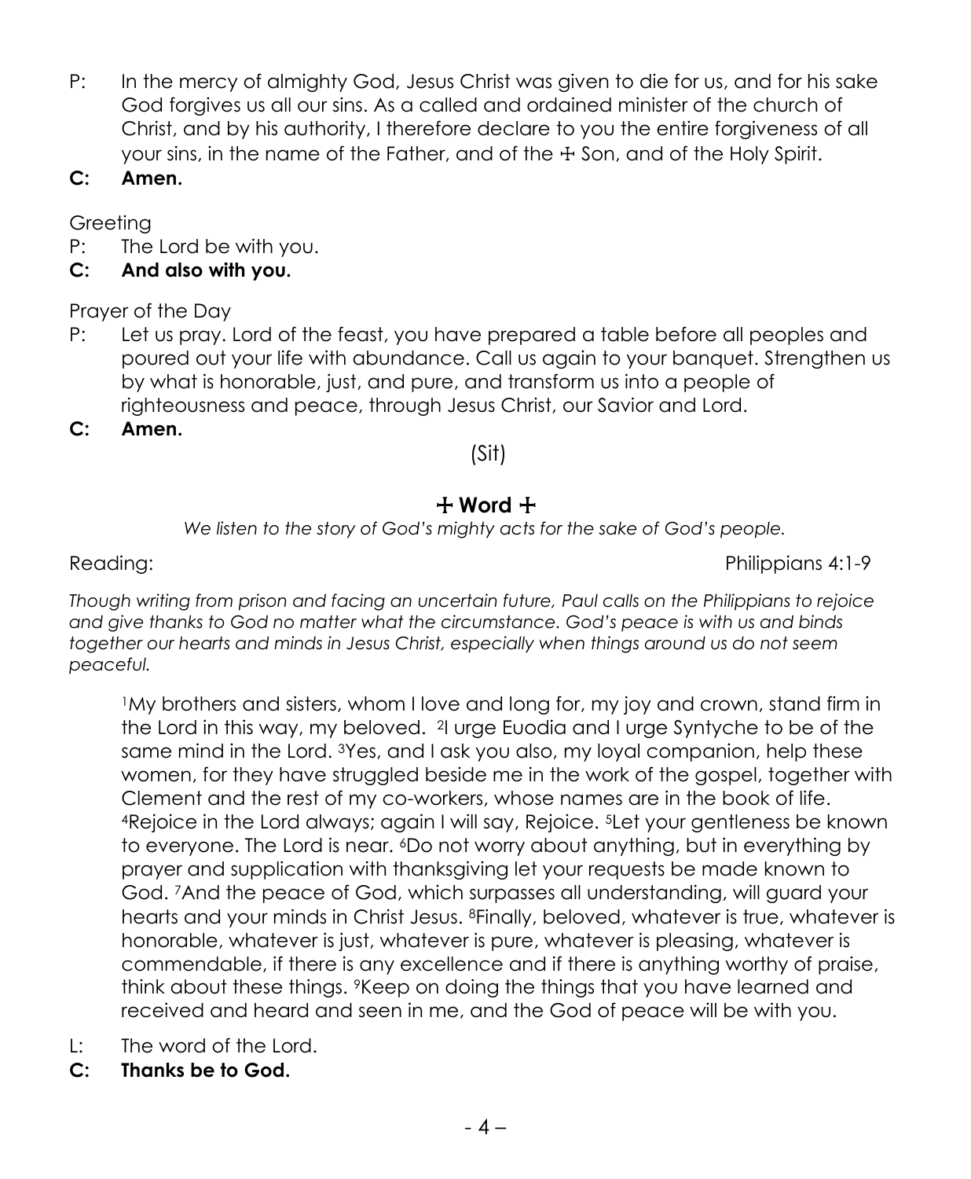P: In the mercy of almighty God, Jesus Christ was given to die for us, and for his sake God forgives us all our sins. As a called and ordained minister of the church of Christ, and by his authority, I therefore declare to you the entire forgiveness of all your sins, in the name of the Father, and of the ☩ Son, and of the Holy Spirit.

**C: Amen.**

Greeting

P: The Lord be with you.

**C: And also with you.**

Prayer of the Day

P: Let us pray. Lord of the feast, you have prepared a table before all peoples and poured out your life with abundance. Call us again to your banquet. Strengthen us by what is honorable, just, and pure, and transform us into a people of righteousness and peace, through Jesus Christ, our Savior and Lord.

**C: Amen.**

(Sit)

## ☩ Word ☩

*We listen to the story of God's mighty acts for the sake of God's people.*

Reading: Philippians 4:1-9

*Though writing from prison and facing an uncertain future, Paul calls on the Philippians to rejoice and give thanks to God no matter what the circumstance. God's peace is with us and binds together our hearts and minds in Jesus Christ, especially when things around us do not seem peaceful.*

> [1]My brothers and sisters, whom I love and long for, my joy and crown, stand firm in the Lord in this way, my beloved. [2]I urge Euodia and I urge Syntyche to be of the same mind in the Lord. [3]Yes, and I ask you also, my loyal companion, help these women, for they have struggled beside me in the work of the gospel, together with Clement and the rest of my co-workers, whose names are in the book of life. [4]Rejoice in the Lord always; again I will say, Rejoice. [5]Let your gentleness be known to everyone. The Lord is near. [6]Do not worry about anything, but in everything by prayer and supplication with thanksgiving let your requests be made known to God. [7]And the peace of God, which surpasses all understanding, will guard your hearts and your minds in Christ Jesus. [8]Finally, beloved, whatever is true, whatever is honorable, whatever is just, whatever is pure, whatever is pleasing, whatever is commendable, if there is any excellence and if there is anything worthy of praise, think about these things. [9]Keep on doing the things that you have learned and received and heard and seen in me, and the God of peace will be with you.

L: The word of the Lord.

**C: Thanks be to God.**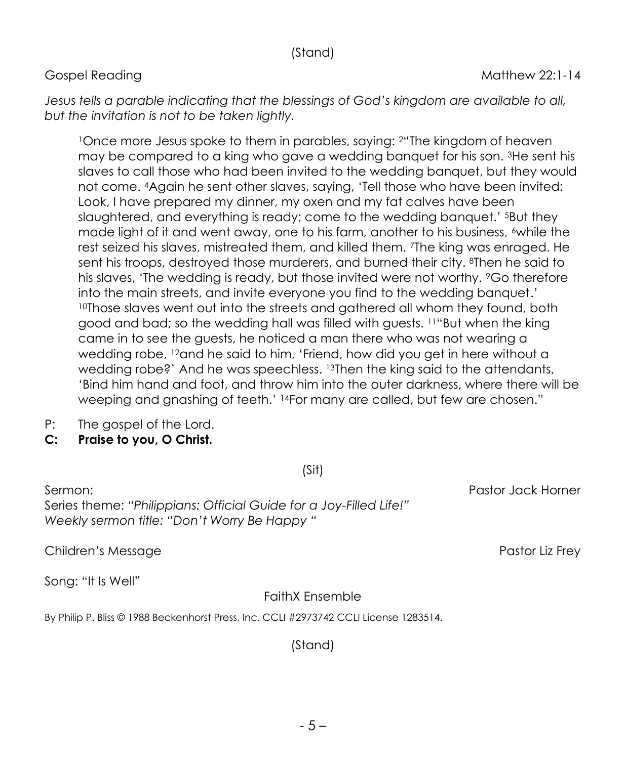(Stand)

Gospel Reading Matthew 22:1-14

*Jesus tells a parable indicating that the blessings of God's kingdom are available to all, but the invitation is not to be taken lightly.*

> [1]Once more Jesus spoke to them in parables, saying: [2]"The kingdom of heaven may be compared to a king who gave a wedding banquet for his son. [3]He sent his slaves to call those who had been invited to the wedding banquet, but they would not come. [4]Again he sent other slaves, saying, 'Tell those who have been invited: Look, I have prepared my dinner, my oxen and my fat calves have been slaughtered, and everything is ready; come to the wedding banquet.' [5]But they made light of it and went away, one to his farm, another to his business, [6]while the rest seized his slaves, mistreated them, and killed them. [7]The king was enraged. He sent his troops, destroyed those murderers, and burned their city. [8]Then he said to his slaves, 'The wedding is ready, but those invited were not worthy. [9]Go therefore into the main streets, and invite everyone you find to the wedding banquet.' [10]Those slaves went out into the streets and gathered all whom they found, both good and bad; so the wedding hall was filled with guests. [11]"But when the king came in to see the guests, he noticed a man there who was not wearing a wedding robe, [12]and he said to him, 'Friend, how did you get in here without a wedding robe?' And he was speechless. [13]Then the king said to the attendants, 'Bind him hand and foot, and throw him into the outer darkness, where there will be weeping and gnashing of teeth.' [14]For many are called, but few are chosen."

P: The gospel of the Lord.
**C: Praise to you, O Christ.**

(Sit)

Sermon: Pastor Jack Horner
Series theme: *"Philippians: Official Guide for a Joy-Filled Life!"*
*Weekly sermon title: "Don't Worry Be Happy "*

Children's Message Pastor Liz Frey

Song: "It Is Well"

FaithX Ensemble

By Philip P. Bliss © 1988 Beckenhorst Press, Inc. CCLI #2973742 CCLI License 1283514.

(Stand)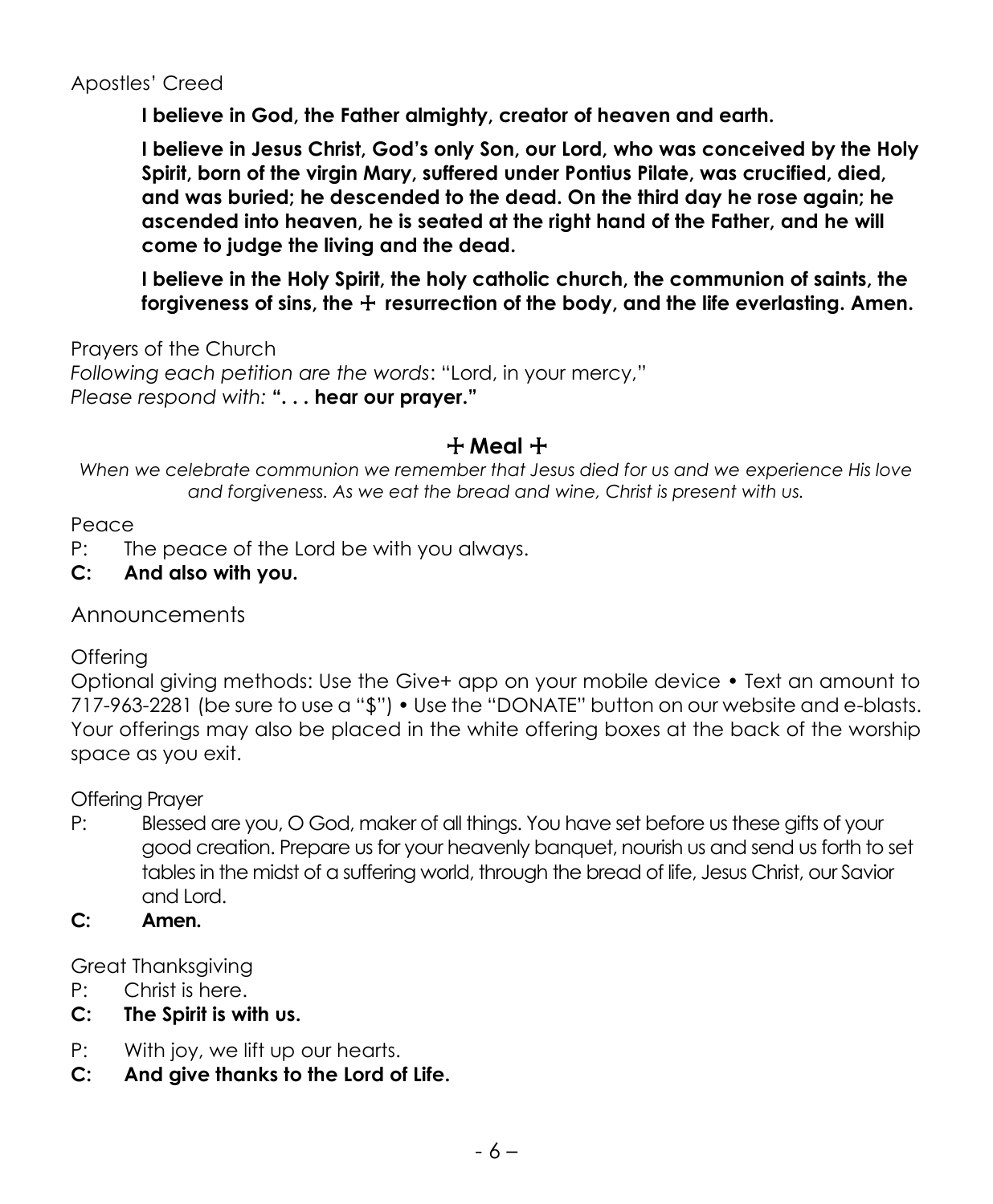Apostles' Creed

**I believe in God, the Father almighty, creator of heaven and earth.**

**I believe in Jesus Christ, God's only Son, our Lord, who was conceived by the Holy Spirit, born of the virgin Mary, suffered under Pontius Pilate, was crucified, died, and was buried; he descended to the dead. On the third day he rose again; he ascended into heaven, he is seated at the right hand of the Father, and he will come to judge the living and the dead.**

**I believe in the Holy Spirit, the holy catholic church, the communion of saints, the forgiveness of sins, the ☩ resurrection of the body, and the life everlasting. Amen.**

Prayers of the Church

*Following each petition are the words*: "Lord, in your mercy,"
*Please respond with:* **". . . hear our prayer."**

## ☩ Meal ☩

*When we celebrate communion we remember that Jesus died for us and we experience His love and forgiveness. As we eat the bread and wine, Christ is present with us.*

Peace

P: The peace of the Lord be with you always.

**C: And also with you.**

Announcements

Offering

Optional giving methods: Use the Give+ app on your mobile device • Text an amount to 717-963-2281 (be sure to use a "$") • Use the "DONATE" button on our website and e-blasts. Your offerings may also be placed in the white offering boxes at the back of the worship space as you exit.

Offering Prayer

P: Blessed are you, O God, maker of all things. You have set before us these gifts of your good creation. Prepare us for your heavenly banquet, nourish us and send us forth to set tables in the midst of a suffering world, through the bread of life, Jesus Christ, our Savior and Lord.

**C: Amen.**

Great Thanksgiving

P: Christ is here.

**C: The Spirit is with us.**

P: With joy, we lift up our hearts.

**C: And give thanks to the Lord of Life.**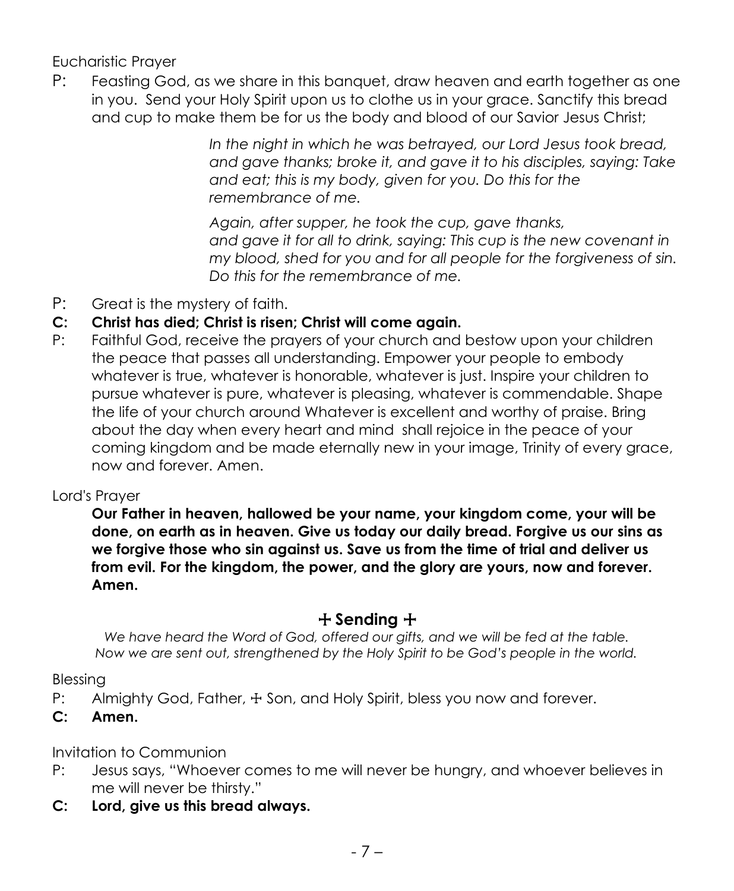Eucharistic Prayer

P: Feasting God, as we share in this banquet, draw heaven and earth together as one in you. Send your Holy Spirit upon us to clothe us in your grace. Sanctify this bread and cup to make them be for us the body and blood of our Savior Jesus Christ;

> *In the night in which he was betrayed, our Lord Jesus took bread, and gave thanks; broke it, and gave it to his disciples, saying: Take and eat; this is my body, given for you. Do this for the remembrance of me.*
>
> *Again, after supper, he took the cup, gave thanks, and gave it for all to drink, saying: This cup is the new covenant in my blood, shed for you and for all people for the forgiveness of sin. Do this for the remembrance of me.*

P: Great is the mystery of faith.

**C: Christ has died; Christ is risen; Christ will come again.**

P: Faithful God, receive the prayers of your church and bestow upon your children the peace that passes all understanding. Empower your people to embody whatever is true, whatever is honorable, whatever is just. Inspire your children to pursue whatever is pure, whatever is pleasing, whatever is commendable. Shape the life of your church around Whatever is excellent and worthy of praise. Bring about the day when every heart and mind shall rejoice in the peace of your coming kingdom and be made eternally new in your image, Trinity of every grace, now and forever. Amen.

Lord's Prayer

**Our Father in heaven, hallowed be your name, your kingdom come, your will be done, on earth as in heaven. Give us today our daily bread. Forgive us our sins as we forgive those who sin against us. Save us from the time of trial and deliver us from evil. For the kingdom, the power, and the glory are yours, now and forever. Amen.**

## ☩ Sending ☩

*We have heard the Word of God, offered our gifts, and we will be fed at the table. Now we are sent out, strengthened by the Holy Spirit to be God's people in the world.*

Blessing

P: Almighty God, Father, ☩ Son, and Holy Spirit, bless you now and forever.

**C: Amen.**

Invitation to Communion

P: Jesus says, "Whoever comes to me will never be hungry, and whoever believes in me will never be thirsty."

**C: Lord, give us this bread always.**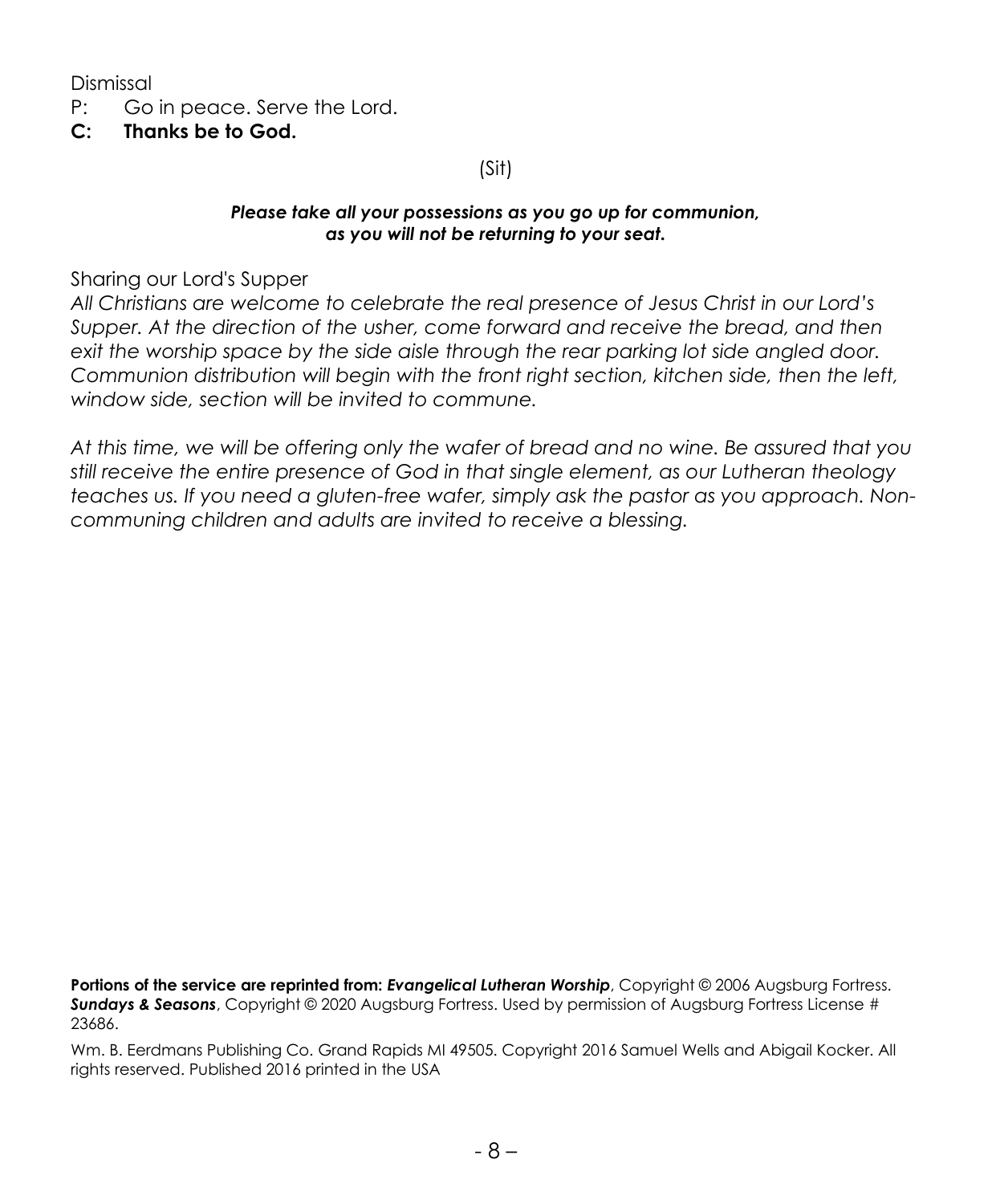Dismissal

P: Go in peace. Serve the Lord.

**C: Thanks be to God.**

(Sit)

***Please take all your possessions as you go up for communion, as you will not be returning to your seat.***

Sharing our Lord's Supper

*All Christians are welcome to celebrate the real presence of Jesus Christ in our Lord's Supper. At the direction of the usher, come forward and receive the bread, and then exit the worship space by the side aisle through the rear parking lot side angled door. Communion distribution will begin with the front right section, kitchen side, then the left, window side, section will be invited to commune.*

*At this time, we will be offering only the wafer of bread and no wine. Be assured that you still receive the entire presence of God in that single element, as our Lutheran theology teaches us. If you need a gluten-free wafer, simply ask the pastor as you approach. Non-communing children and adults are invited to receive a blessing.*

**Portions of the service are reprinted from:** ***Evangelical Lutheran Worship***, Copyright © 2006 Augsburg Fortress. ***Sundays & Seasons***, Copyright © 2020 Augsburg Fortress. Used by permission of Augsburg Fortress License # 23686.

Wm. B. Eerdmans Publishing Co. Grand Rapids MI 49505. Copyright 2016 Samuel Wells and Abigail Kocker. All rights reserved. Published 2016 printed in the USA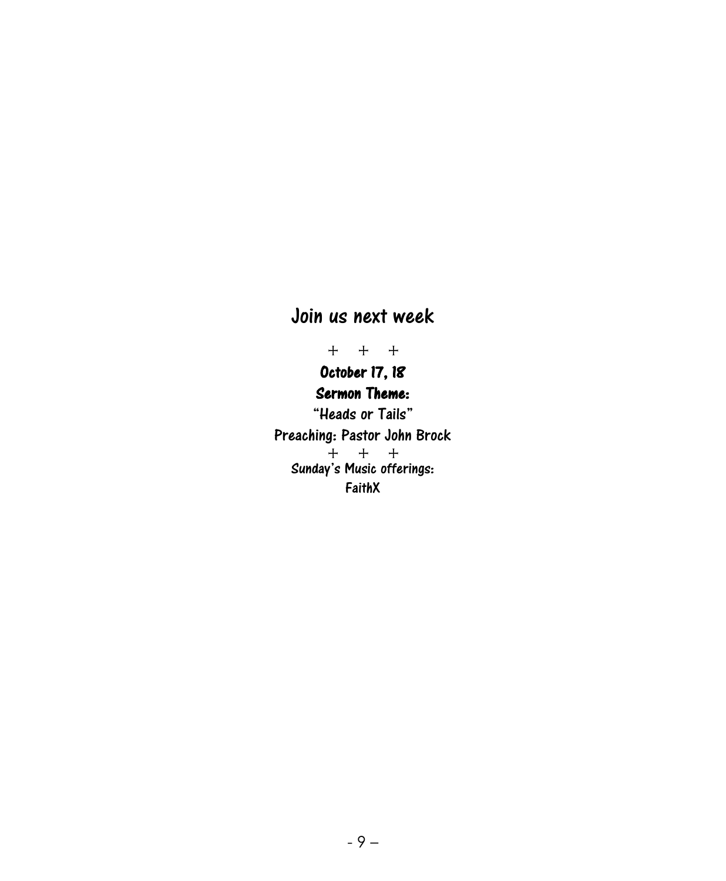## Join us next week

\+ \+ \+

**October 17, 18**

**Sermon Theme:**

"Heads or Tails"

Preaching: Pastor John Brock

\+ \+ \+

Sunday's Music offerings:

FaithX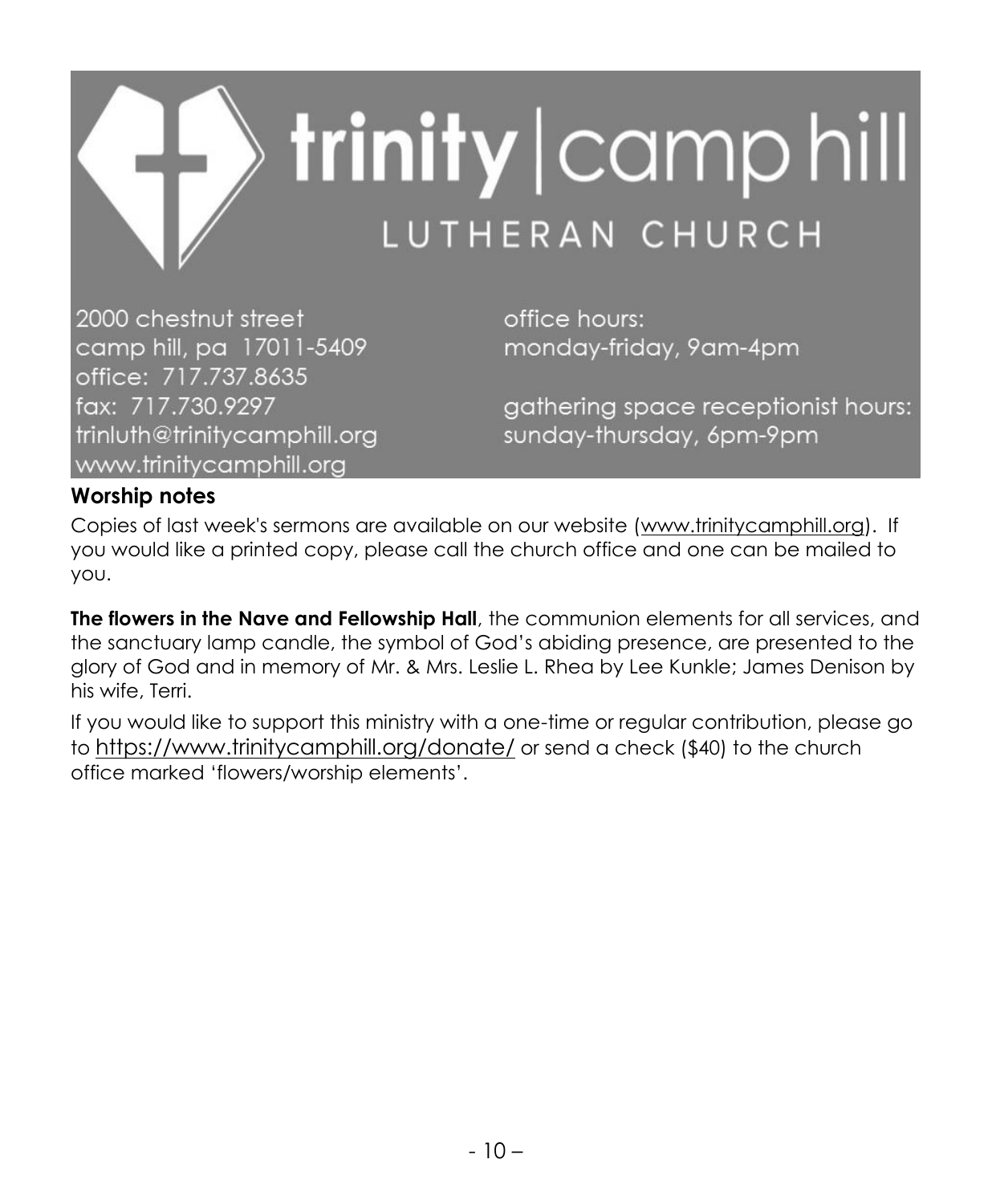# trinity | camp hill
## LUTHERAN CHURCH

2000 chestnut street
camp hill, pa 17011-5409
office: 717.737.8635
fax: 717.730.9297
trinluth@trinitycamphill.org
www.trinitycamphill.org

office hours:
monday-friday, 9am-4pm

gathering space receptionist hours:
sunday-thursday, 6pm-9pm

## Worship notes

Copies of last week's sermons are available on our website (www.trinitycamphill.org). If you would like a printed copy, please call the church office and one can be mailed to you.

**The flowers in the Nave and Fellowship Hall**, the communion elements for all services, and the sanctuary lamp candle, the symbol of God's abiding presence, are presented to the glory of God and in memory of Mr. & Mrs. Leslie L. Rhea by Lee Kunkle; James Denison by his wife, Terri.

If you would like to support this ministry with a one-time or regular contribution, please go to https://www.trinitycamphill.org/donate/ or send a check ($40) to the church office marked 'flowers/worship elements'.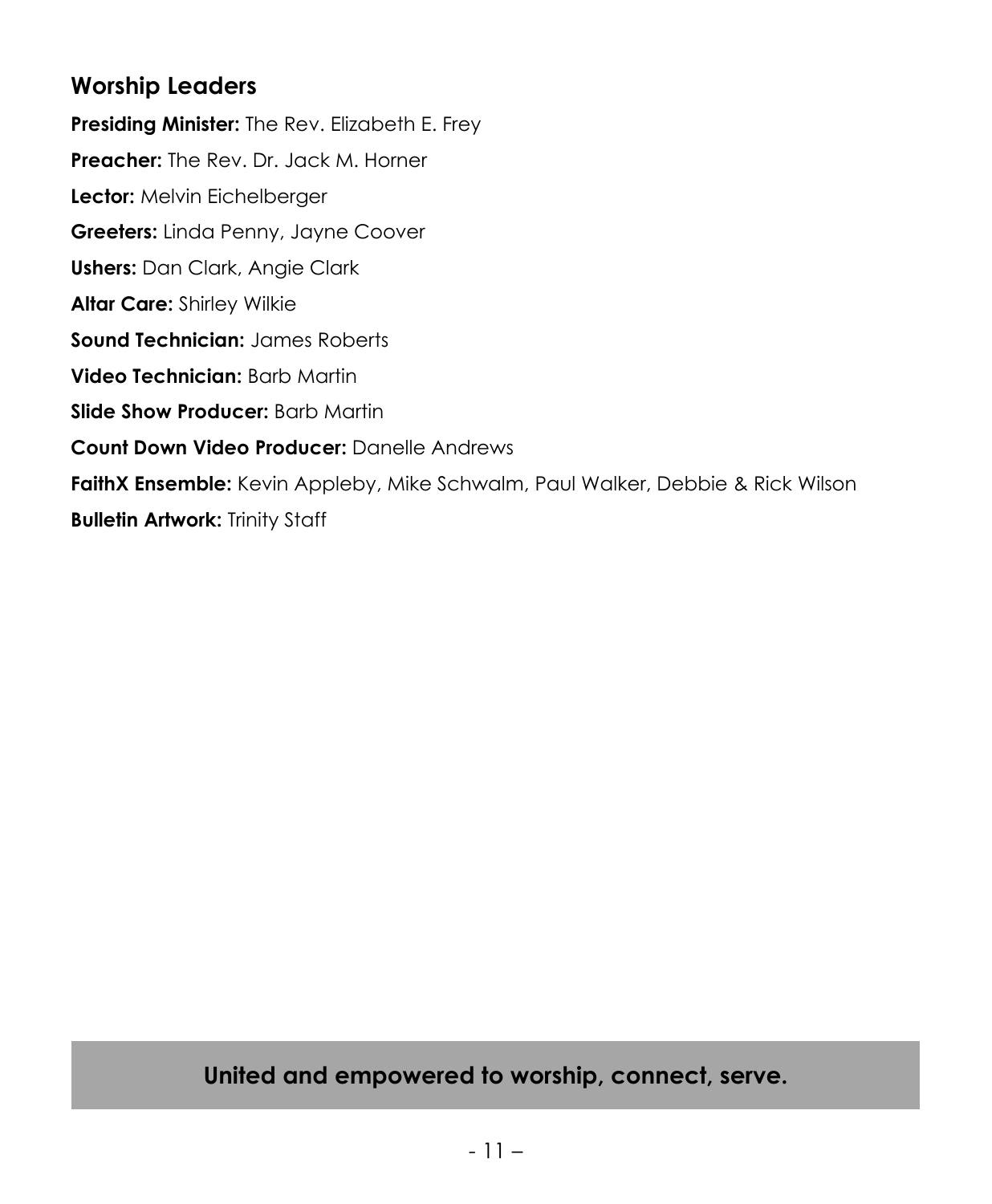## Worship Leaders

**Presiding Minister:** The Rev. Elizabeth E. Frey

**Preacher:** The Rev. Dr. Jack M. Horner

**Lector:** Melvin Eichelberger

**Greeters:** Linda Penny, Jayne Coover

**Ushers:** Dan Clark, Angie Clark

**Altar Care:** Shirley Wilkie

**Sound Technician:** James Roberts

**Video Technician:** Barb Martin

**Slide Show Producer:** Barb Martin

**Count Down Video Producer:** Danelle Andrews

**FaithX Ensemble:** Kevin Appleby, Mike Schwalm, Paul Walker, Debbie & Rick Wilson

**Bulletin Artwork:** Trinity Staff

**United and empowered to worship, connect, serve.**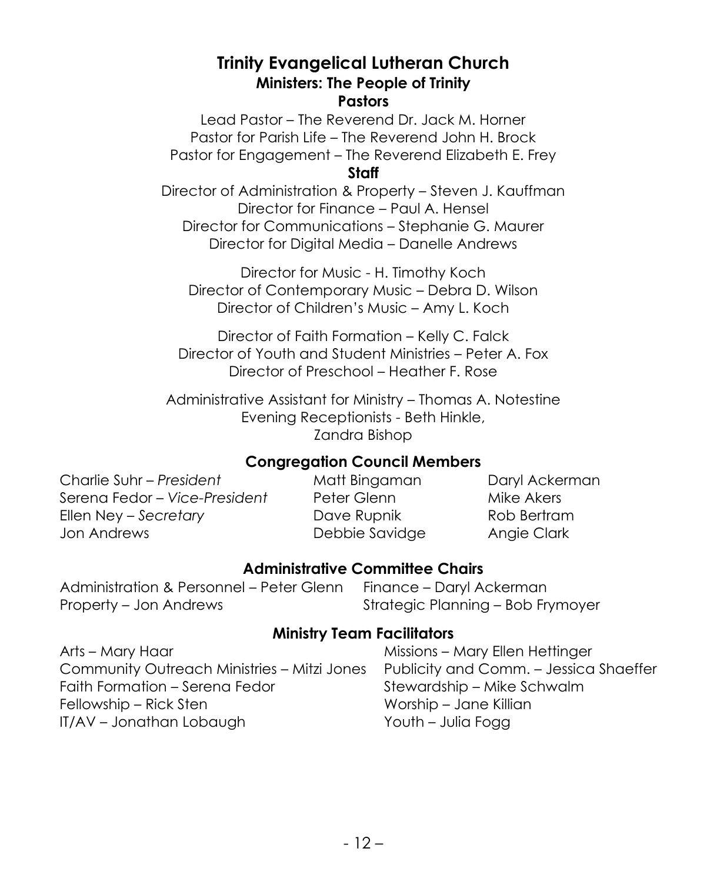# Trinity Evangelical Lutheran Church

## Ministers: The People of Trinity

### Pastors

Lead Pastor – The Reverend Dr. Jack M. Horner
Pastor for Parish Life – The Reverend John H. Brock
Pastor for Engagement – The Reverend Elizabeth E. Frey

### Staff

Director of Administration & Property – Steven J. Kauffman
Director for Finance – Paul A. Hensel
Director for Communications – Stephanie G. Maurer
Director for Digital Media – Danelle Andrews

Director for Music - H. Timothy Koch
Director of Contemporary Music – Debra D. Wilson
Director of Children's Music – Amy L. Koch

Director of Faith Formation – Kelly C. Falck
Director of Youth and Student Ministries – Peter A. Fox
Director of Preschool – Heather F. Rose

Administrative Assistant for Ministry – Thomas A. Notestine
Evening Receptionists - Beth Hinkle,
Zandra Bishop

### Congregation Council Members

Charlie Suhr – *President*
Serena Fedor – *Vice-President*
Ellen Ney – *Secretary*
Jon Andrews
Matt Bingaman
Peter Glenn
Dave Rupnik
Debbie Savidge
Daryl Ackerman
Mike Akers
Rob Bertram
Angie Clark

### Administrative Committee Chairs

Administration & Personnel – Peter Glenn
Property – Jon Andrews
Finance – Daryl Ackerman
Strategic Planning – Bob Frymoyer

### Ministry Team Facilitators

Arts – Mary Haar
Community Outreach Ministries – Mitzi Jones
Faith Formation – Serena Fedor
Fellowship – Rick Sten
IT/AV – Jonathan Lobaugh
Missions – Mary Ellen Hettinger
Publicity and Comm. – Jessica Shaeffer
Stewardship – Mike Schwalm
Worship – Jane Killian
Youth – Julia Fogg